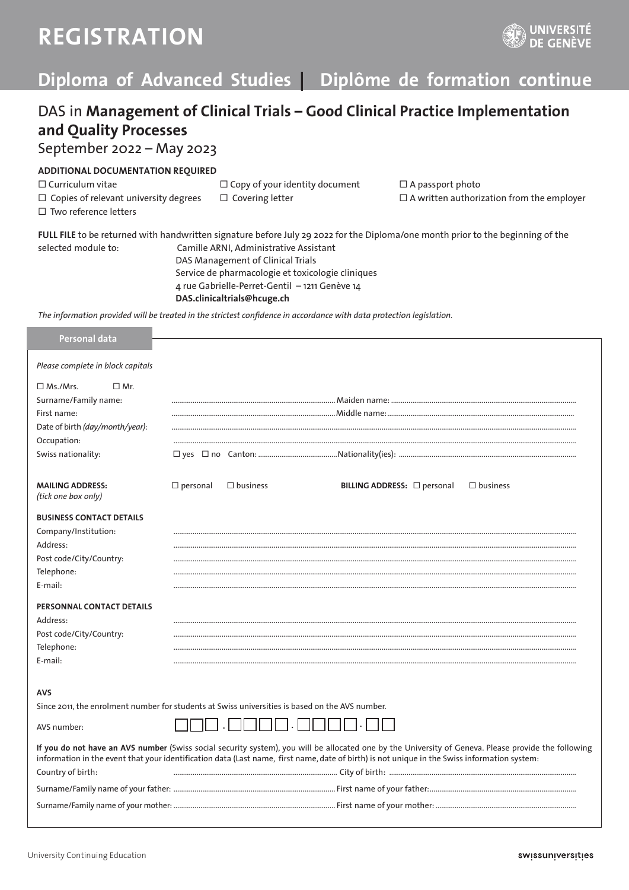# REGISTRATION

UNIVERSITÉ DE GENÈVE

## Diploma of Advanced Studies | Diplôme de formation continue

## DAS in **Management of Clinical Trials – Good Clinical Practice Implementation and Quality Processes**

September 2022 – May 2023

**ADDITIONAL DOCUMENTATION REQUIRED**

- ☐ Curriculum vitae
- ☐ Copies of relevant university degrees
- ☐ Two reference letters
- ☐ Copy of your identity document
- ☐ Covering letter
- ☐ A passport photo
- ☐ A written authorization from the employer

**FULL FILE** to be returned with handwritten signature before July 29 2022 for the Diploma/one month prior to the beginning of the selected module to:

Camille ARNI, Administrative Assistant
DAS Management of Clinical Trials
Service de pharmacologie et toxicologie cliniques
4 rue Gabrielle-Perret-Gentil – 1211 Genève 14
**DAS.clinicaltrials@hcuge.ch**

*The information provided will be treated in the strictest confidence in accordance with data protection legislation.*

### Personal data

*Please complete in block capitals*

☐ Ms./Mrs. ☐ Mr.

Surname/Family name: .................................... Maiden name: ....................................

First name: .................................... Middle name: ....................................

Date of birth *(day/month/year)*: ....................................

Occupation: ....................................

Swiss nationality: ☐ yes ☐ no Canton: .................... Nationality(ies): ....................

**MAILING ADDRESS:** *(tick one box only)* ☐ personal ☐ business **BILLING ADDRESS:** ☐ personal ☐ business

**BUSINESS CONTACT DETAILS**

Company/Institution: ....................................

Address: ....................................

Post code/City/Country: ....................................

Telephone: ....................................

E-mail: ....................................

**PERSONNAL CONTACT DETAILS**

Address: ....................................

Post code/City/Country: ....................................

Telephone: ....................................

E-mail: ....................................

**AVS**

Since 2011, the enrolment number for students at Swiss universities is based on the AVS number.

AVS number: ☐☐☐.☐☐☐☐.☐☐☐☐.☐☐

**If you do not have an AVS number** (Swiss social security system), you will be allocated one by the University of Geneva. Please provide the following information in the event that your identification data (Last name, first name, date of birth) is not unique in the Swiss information system:

Country of birth: .................................... City of birth: ....................................

Surname/Family name of your father: .................................... First name of your father: ....................................

Surname/Family name of your mother: .................................... First name of your mother: ....................................

University Continuing Education

swissuniversities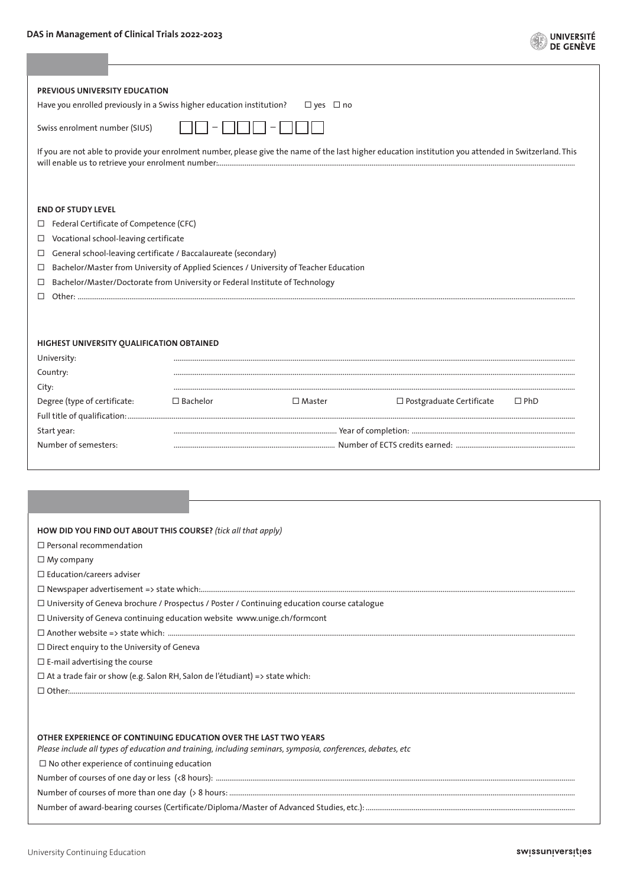### PREVIOUS UNIVERSITY EDUCATION

Have you enrolled previously in a Swiss higher education institution? ☐ yes ☐ no

Swiss enrolment number (SIUS) ☐☐ – ☐☐☐ – ☐☐☐

If you are not able to provide your enrolment number, please give the name of the last higher education institution you attended in Switzerland. This will enable us to retrieve your enrolment number:..........

### END OF STUDY LEVEL

- ☐ Federal Certificate of Competence (CFC)
- ☐ Vocational school-leaving certificate
- ☐ General school-leaving certificate / Baccalaureate (secondary)
- ☐ Bachelor/Master from University of Applied Sciences / University of Teacher Education
- ☐ Bachelor/Master/Doctorate from University or Federal Institute of Technology
- ☐ Other: ..........

### HIGHEST UNIVERSITY QUALIFICATION OBTAINED

University: ..........

Country: ..........

City: ..........

Degree (type of certificate: ☐ Bachelor ☐ Master ☐ Postgraduate Certificate ☐ PhD

Full title of qualification: ..........

Start year: .......... Year of completion: ..........

Number of semesters: .......... Number of ECTS credits earned: ..........

### HOW DID YOU FIND OUT ABOUT THIS COURSE? *(tick all that apply)*

- ☐ Personal recommendation
- ☐ My company
- ☐ Education/careers adviser
- ☐ Newspaper advertisement => state which:..........
- ☐ University of Geneva brochure / Prospectus / Poster / Continuing education course catalogue
- ☐ University of Geneva continuing education website www.unige.ch/formcont
- ☐ Another website => state which: ..........
- ☐ Direct enquiry to the University of Geneva
- ☐ E-mail advertising the course
- ☐ At a trade fair or show (e.g. Salon RH, Salon de l'étudiant) => state which:
- ☐ Other:..........

### OTHER EXPERIENCE OF CONTINUING EDUCATION OVER THE LAST TWO YEARS

*Please include all types of education and training, including seminars, symposia, conferences, debates, etc*

☐ No other experience of continuing education

Number of courses of one day or less (<8 hours): ..........

Number of courses of more than one day (> 8 hours: ..........

Number of award-bearing courses (Certificate/Diploma/Master of Advanced Studies, etc.): ..........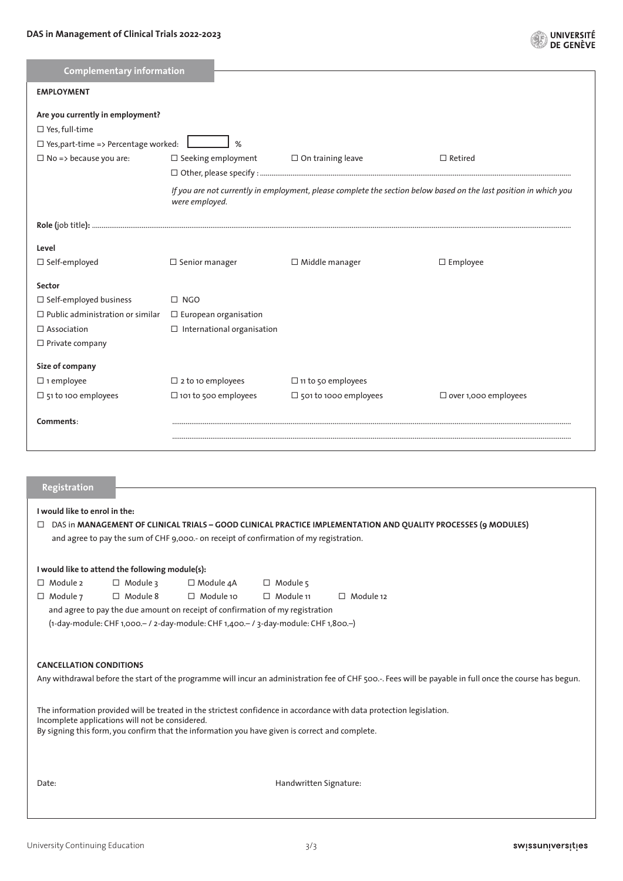## Complementary information

**EMPLOYMENT**

**Are you currently in employment?**

☐ Yes, full-time

☐ Yes,part-time => Percentage worked: ______ %

☐ No => because you are: ☐ Seeking employment ☐ On training leave ☐ Retired

☐ Other, please specify : ..................................................................................................................................................................

*If you are not currently in employment, please complete the section below based on the last position in which you were employed.*

**Role (**job title**):** ..................................................................................................................................................................

**Level**

☐ Self-employed ☐ Senior manager ☐ Middle manager ☐ Employee

**Sector**

☐ Self-employed business ☐ NGO

☐ Public administration or similar ☐ European organisation

☐ Association ☐ International organisation

☐ Private company

**Size of company**

☐ 1 employee ☐ 2 to 10 employees ☐ 11 to 50 employees

☐ 51 to 100 employees ☐ 101 to 500 employees ☐ 501 to 1000 employees ☐ over 1,000 employees

**Comments**: ..................................................................................................................................................................

..................................................................................................................................................................

## Registration

**I would like to enrol in the:**

☐ DAS in **MANAGEMENT OF CLINICAL TRIALS – GOOD CLINICAL PRACTICE IMPLEMENTATION AND QUALITY PROCESSES (9 MODULES)** and agree to pay the sum of CHF 9,000.- on receipt of confirmation of my registration.

**I would like to attend the following module(s):**

☐ Module 2 ☐ Module 3 ☐ Module 4A ☐ Module 5

☐ Module 7 ☐ Module 8 ☐ Module 10 ☐ Module 11 ☐ Module 12

and agree to pay the due amount on receipt of confirmation of my registration
(1-day-module: CHF 1,000.– / 2-day-module: CHF 1,400.– / 3-day-module: CHF 1,800.–)

**CANCELLATION CONDITIONS**

Any withdrawal before the start of the programme will incur an administration fee of CHF 500.-. Fees will be payable in full once the course has begun.

The information provided will be treated in the strictest confidence in accordance with data protection legislation.
Incomplete applications will not be considered.
By signing this form, you confirm that the information you have given is correct and complete.

Date: Handwritten Signature: